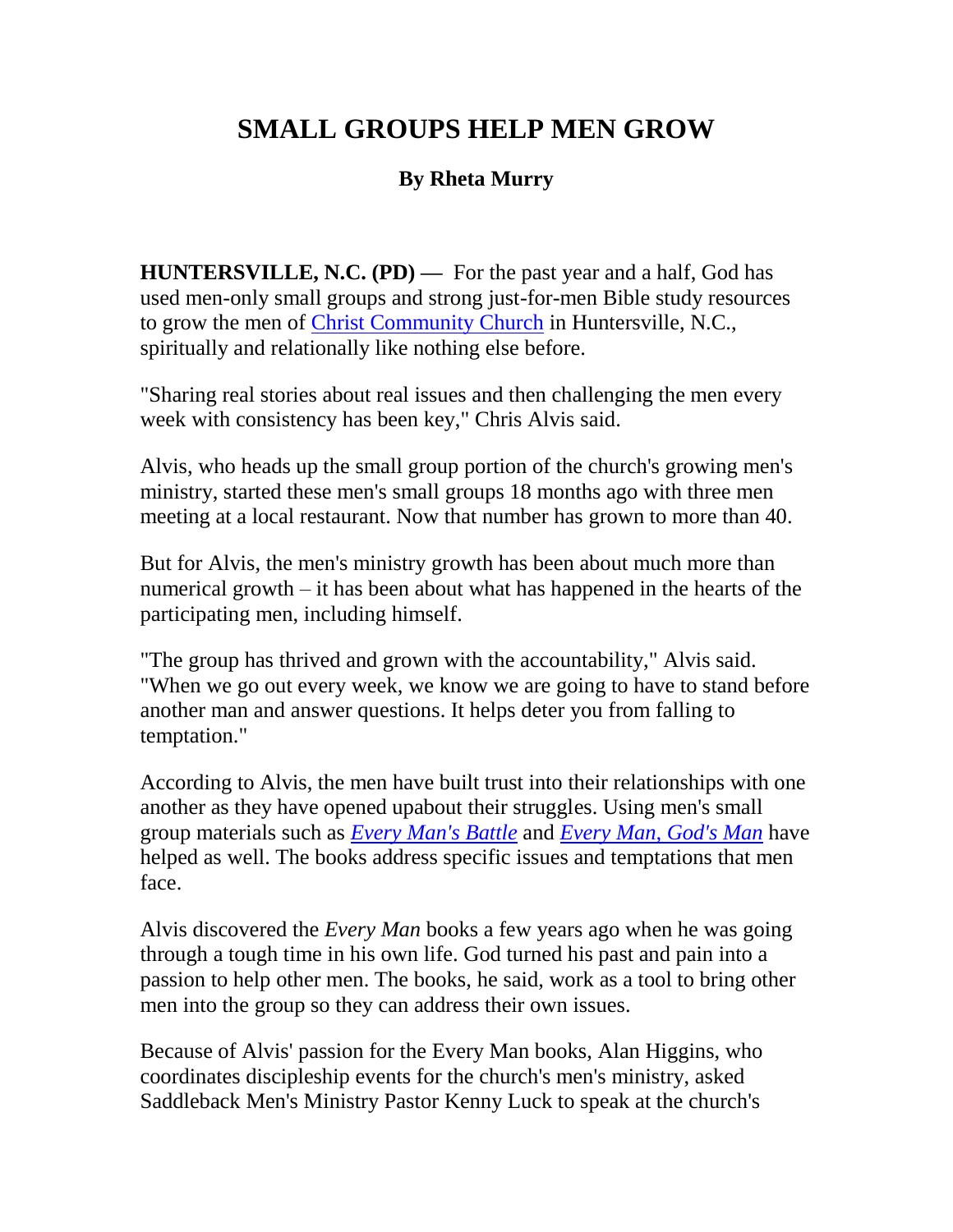# SMALL GROUPS HELP MEN GROW

**By Rheta Murry**

**HUNTERSVILLE, N.C. (PD) —** For the past year and a half, God has used men-only small groups and strong just-for-men Bible study resources to grow the men of Christ Community Church in Huntersville, N.C., spiritually and relationally like nothing else before.

"Sharing real stories about real issues and then challenging the men every week with consistency has been key," Chris Alvis said.

Alvis, who heads up the small group portion of the church's growing men's ministry, started these men's small groups 18 months ago with three men meeting at a local restaurant. Now that number has grown to more than 40.

But for Alvis, the men's ministry growth has been about much more than numerical growth – it has been about what has happened in the hearts of the participating men, including himself.

"The group has thrived and grown with the accountability," Alvis said. "When we go out every week, we know we are going to have to stand before another man and answer questions. It helps deter you from falling to temptation."

According to Alvis, the men have built trust into their relationships with one another as they have opened upabout their struggles. Using men's small group materials such as *Every Man's Battle* and *Every Man, God's Man* have helped as well. The books address specific issues and temptations that men face.

Alvis discovered the *Every Man* books a few years ago when he was going through a tough time in his own life. God turned his past and pain into a passion to help other men. The books, he said, work as a tool to bring other men into the group so they can address their own issues.

Because of Alvis' passion for the Every Man books, Alan Higgins, who coordinates discipleship events for the church's men's ministry, asked Saddleback Men's Ministry Pastor Kenny Luck to speak at the church's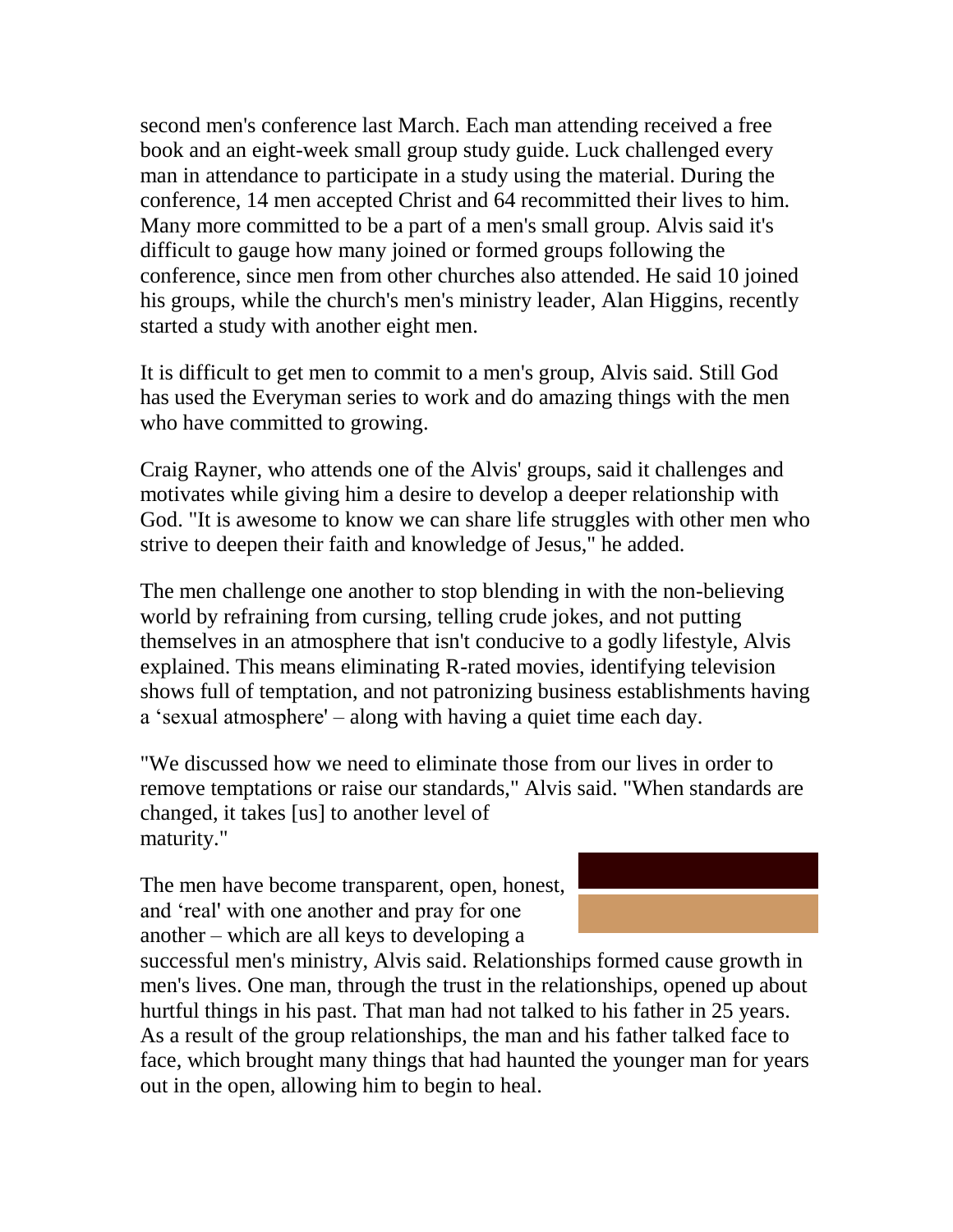second men's conference last March. Each man attending received a free book and an eight-week small group study guide. Luck challenged every man in attendance to participate in a study using the material. During the conference, 14 men accepted Christ and 64 recommitted their lives to him. Many more committed to be a part of a men's small group. Alvis said it's difficult to gauge how many joined or formed groups following the conference, since men from other churches also attended. He said 10 joined his groups, while the church's men's ministry leader, Alan Higgins, recently started a study with another eight men.

It is difficult to get men to commit to a men's group, Alvis said. Still God has used the Everyman series to work and do amazing things with the men who have committed to growing.

Craig Rayner, who attends one of the Alvis' groups, said it challenges and motivates while giving him a desire to develop a deeper relationship with God. "It is awesome to know we can share life struggles with other men who strive to deepen their faith and knowledge of Jesus," he added.

The men challenge one another to stop blending in with the non-believing world by refraining from cursing, telling crude jokes, and not putting themselves in an atmosphere that isn't conducive to a godly lifestyle, Alvis explained. This means eliminating R-rated movies, identifying television shows full of temptation, and not patronizing business establishments having a 'sexual atmosphere' – along with having a quiet time each day.

"We discussed how we need to eliminate those from our lives in order to remove temptations or raise our standards," Alvis said. "When standards are changed, it takes [us] to another level of maturity."

The men have become transparent, open, honest, and 'real' with one another and pray for one another – which are all keys to developing a successful men's ministry, Alvis said. Relationships formed cause growth in men's lives. One man, through the trust in the relationships, opened up about hurtful things in his past. That man had not talked to his father in 25 years. As a result of the group relationships, the man and his father talked face to face, which brought many things that had haunted the younger man for years out in the open, allowing him to begin to heal.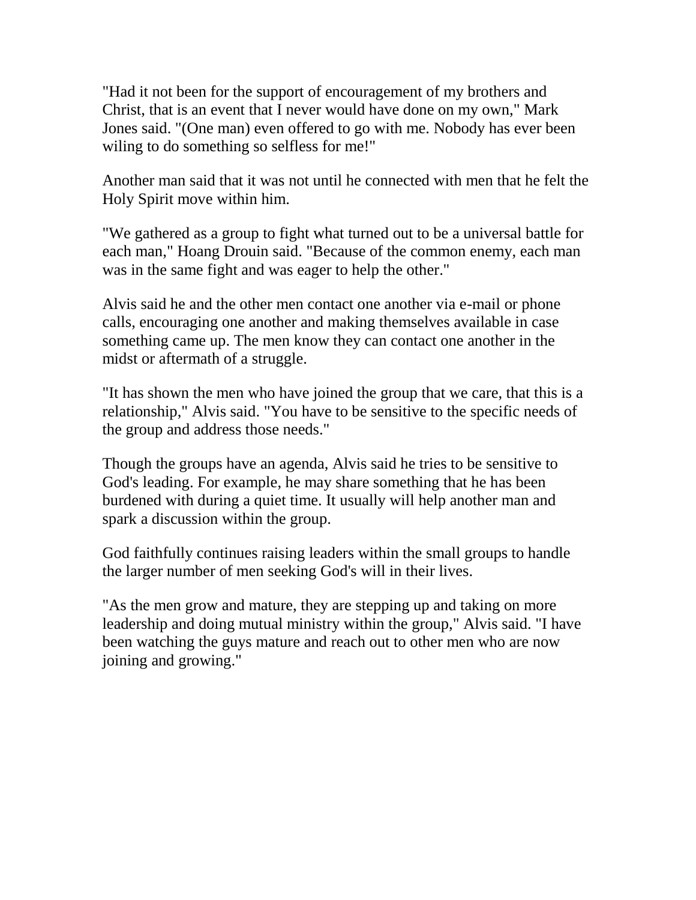"Had it not been for the support of encouragement of my brothers and Christ, that is an event that I never would have done on my own," Mark Jones said. "(One man) even offered to go with me. Nobody has ever been wiling to do something so selfless for me!"

Another man said that it was not until he connected with men that he felt the Holy Spirit move within him.

"We gathered as a group to fight what turned out to be a universal battle for each man," Hoang Drouin said. "Because of the common enemy, each man was in the same fight and was eager to help the other."

Alvis said he and the other men contact one another via e-mail or phone calls, encouraging one another and making themselves available in case something came up. The men know they can contact one another in the midst or aftermath of a struggle.

"It has shown the men who have joined the group that we care, that this is a relationship," Alvis said. "You have to be sensitive to the specific needs of the group and address those needs."

Though the groups have an agenda, Alvis said he tries to be sensitive to God's leading. For example, he may share something that he has been burdened with during a quiet time. It usually will help another man and spark a discussion within the group.

God faithfully continues raising leaders within the small groups to handle the larger number of men seeking God's will in their lives.

"As the men grow and mature, they are stepping up and taking on more leadership and doing mutual ministry within the group," Alvis said. "I have been watching the guys mature and reach out to other men who are now joining and growing."